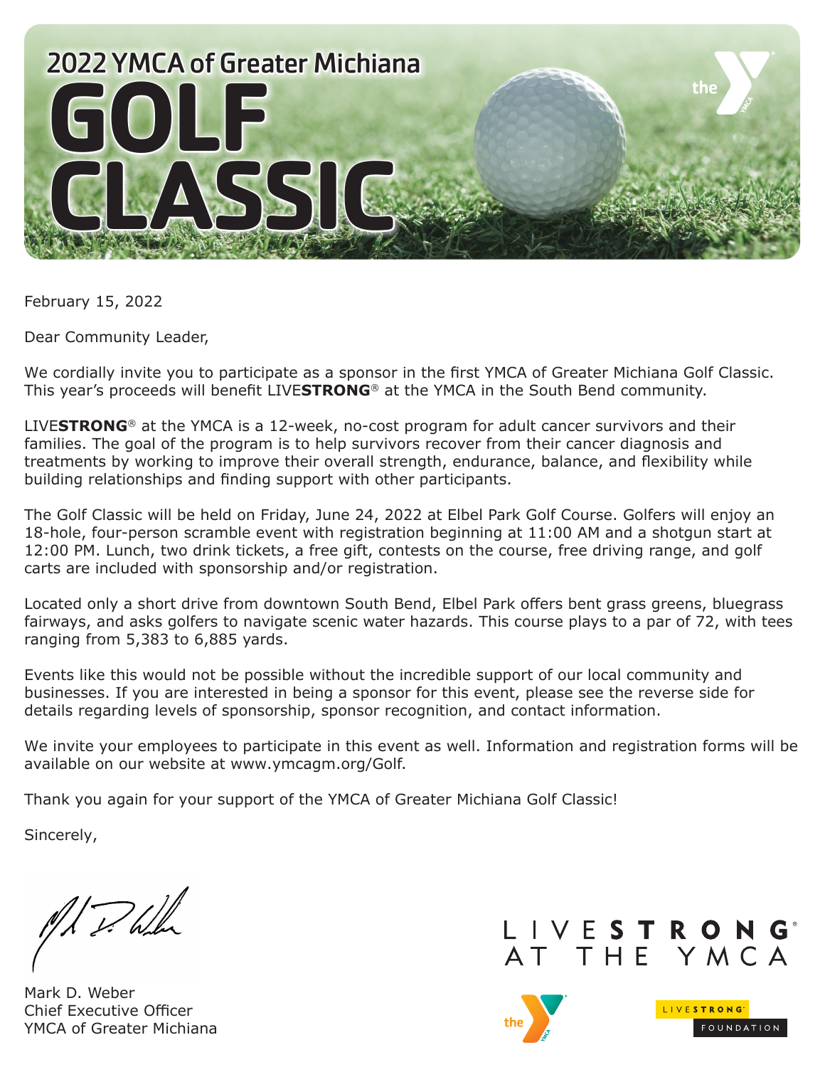# 2022 YMCA of Greater Michiana GOLF CLASSIC

February 15, 2022

Dear Community Leader,

We cordially invite you to participate as a sponsor in the first YMCA of Greater Michiana Golf Classic. This year's proceeds will benefit LIVE**STRONG**® at the YMCA in the South Bend community.

LIVE**STRONG**® at the YMCA is a 12-week, no-cost program for adult cancer survivors and their families. The goal of the program is to help survivors recover from their cancer diagnosis and treatments by working to improve their overall strength, endurance, balance, and flexibility while building relationships and finding support with other participants.

The Golf Classic will be held on Friday, June 24, 2022 at Elbel Park Golf Course. Golfers will enjoy an 18-hole, four-person scramble event with registration beginning at 11:00 AM and a shotgun start at 12:00 PM. Lunch, two drink tickets, a free gift, contests on the course, free driving range, and golf carts are included with sponsorship and/or registration.

Located only a short drive from downtown South Bend, Elbel Park offers bent grass greens, bluegrass fairways, and asks golfers to navigate scenic water hazards. This course plays to a par of 72, with tees ranging from 5,383 to 6,885 yards.

Events like this would not be possible without the incredible support of our local community and businesses. If you are interested in being a sponsor for this event, please see the reverse side for details regarding levels of sponsorship, sponsor recognition, and contact information.

We invite your employees to participate in this event as well. Information and registration forms will be available on our website at www.ymcagm.org/Golf.

Thank you again for your support of the YMCA of Greater Michiana Golf Classic!

Sincerely,

Mark D. Weber
Chief Executive Officer
YMCA of Greater Michiana

LIVE**STRONG**® AT THE YMCA

LIVESTRONG® FOUNDATION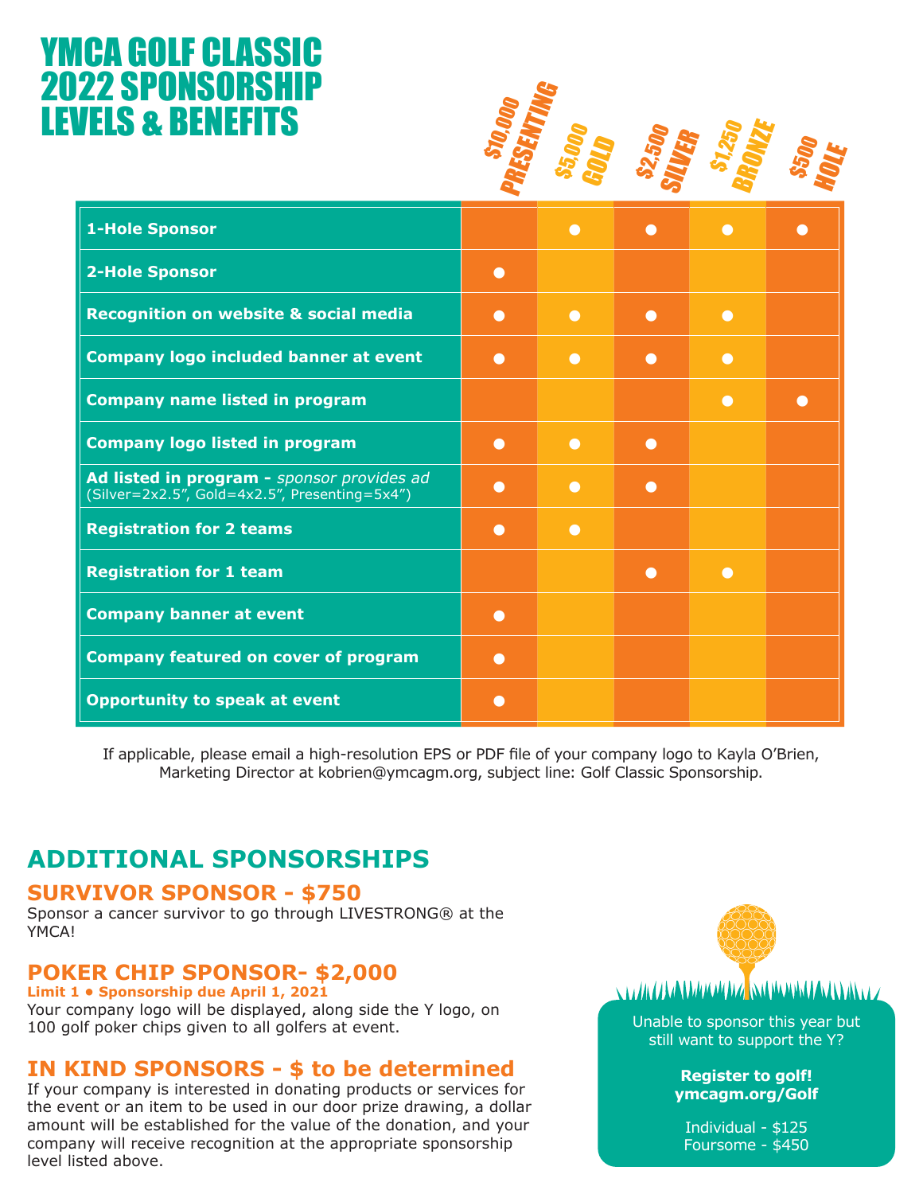# YMCA GOLF CLASSIC 2022 SPONSORSHIP LEVELS & BENEFITS

| | $10,000 PRESENTING | $5,000 GOLD | $2,500 SILVER | $1,250 BRONZE | $500 HOLE |
|---|---|---|---|---|---|
| **1-Hole Sponsor** | | ● | ● | ● | ● |
| **2-Hole Sponsor** | ● | | | | |
| **Recognition on website & social media** | ● | ● | ● | ● | |
| **Company logo included banner at event** | ● | ● | ● | ● | |
| **Company name listed in program** | | | | ● | ● |
| **Company logo listed in program** | ● | ● | ● | | |
| **Ad listed in program -** *sponsor provides ad* (Silver=2x2.5”, Gold=4x2.5”, Presenting=5x4”) | ● | ● | ● | | |
| **Registration for 2 teams** | ● | ● | | | |
| **Registration for 1 team** | | | ● | ● | |
| **Company banner at event** | ● | | | | |
| **Company featured on cover of program** | ● | | | | |
| **Opportunity to speak at event** | ● | | | | |

If applicable, please email a high-resolution EPS or PDF file of your company logo to Kayla O’Brien, Marketing Director at kobrien@ymcagm.org, subject line: Golf Classic Sponsorship.

## ADDITIONAL SPONSORSHIPS

### SURVIVOR SPONSOR - $750

Sponsor a cancer survivor to go through LIVESTRONG® at the YMCA!

### POKER CHIP SPONSOR- $2,000

**Limit 1 • Sponsorship due April 1, 2021**

Your company logo will be displayed, along side the Y logo, on 100 golf poker chips given to all golfers at event.

### IN KIND SPONSORS - $ to be determined

If your company is interested in donating products or services for the event or an item to be used in our door prize drawing, a dollar amount will be established for the value of the donation, and your company will receive recognition at the appropriate sponsorship level listed above.

Unable to sponsor this year but still want to support the Y?

**Register to golf!**
**ymcagm.org/Golf**

Individual - $125
Foursome - $450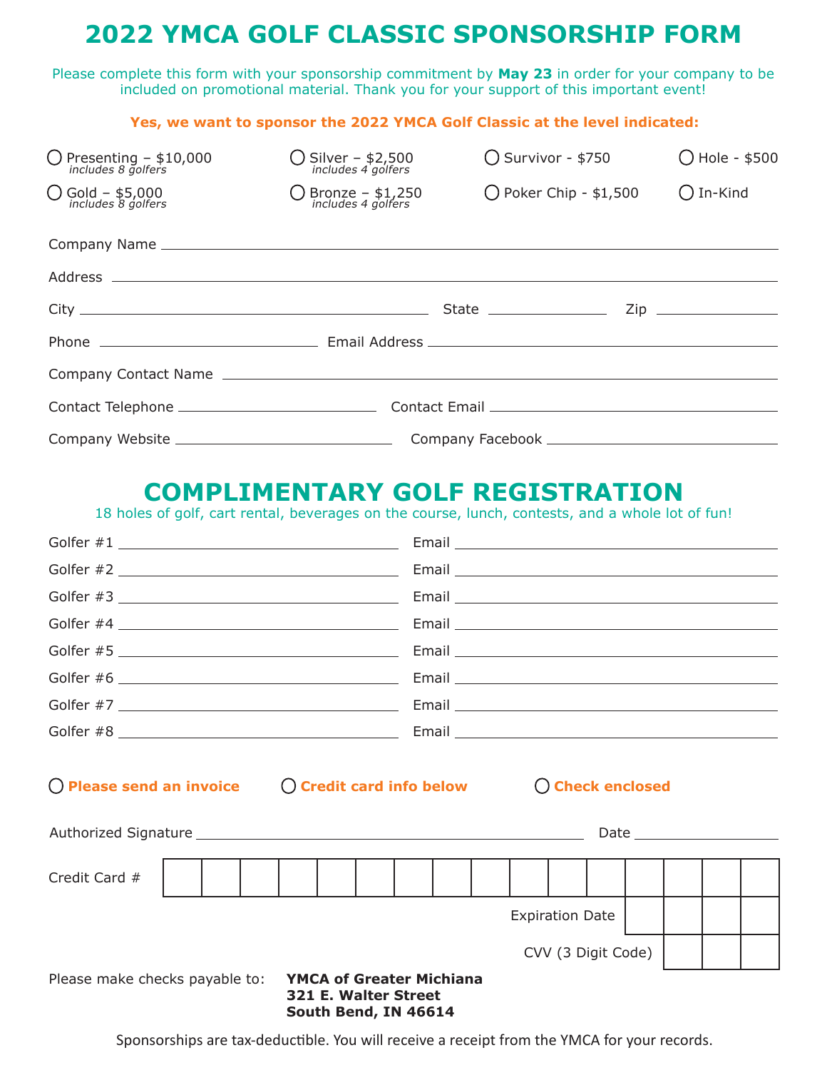# 2022 YMCA GOLF CLASSIC SPONSORSHIP FORM

Please complete this form with your sponsorship commitment by **May 23** in order for your company to be included on promotional material. Thank you for your support of this important event!

**Yes, we want to sponsor the 2022 YMCA Golf Classic at the level indicated:**

- ○ Presenting – $10,000 *includes 8 golfers*
- ○ Gold – $5,000 *includes 8 golfers*
- ○ Silver – $2,500 *includes 4 golfers*
- ○ Bronze – $1,250 *includes 4 golfers*
- ○ Survivor - $750
- ○ Poker Chip - $1,500
- ○ Hole - $500
- ○ In-Kind

Company Name ______________________________

Address ______________________________

City ____________________ State __________ Zip __________

Phone ____________________ Email Address ______________________________

Company Contact Name ______________________________

Contact Telephone ____________________ Contact Email ______________________________

Company Website ____________________ Company Facebook ______________________________

## COMPLIMENTARY GOLF REGISTRATION

18 holes of golf, cart rental, beverages on the course, lunch, contests, and a whole lot of fun!

Golfer #1 ____________________ Email ____________________

Golfer #2 ____________________ Email ____________________

Golfer #3 ____________________ Email ____________________

Golfer #4 ____________________ Email ____________________

Golfer #5 ____________________ Email ____________________

Golfer #6 ____________________ Email ____________________

Golfer #7 ____________________ Email ____________________

Golfer #8 ____________________ Email ____________________

○ **Please send an invoice** ○ **Credit card info below** ○ **Check enclosed**

Authorized Signature ______________________________ Date __________

Credit Card # | | | | | | | | | | | | | | | | |

Expiration Date | | | | |

CVV (3 Digit Code) | | | |

Please make checks payable to:

**YMCA of Greater Michiana**
**321 E. Walter Street**
**South Bend, IN 46614**

Sponsorships are tax-deductible. You will receive a receipt from the YMCA for your records.